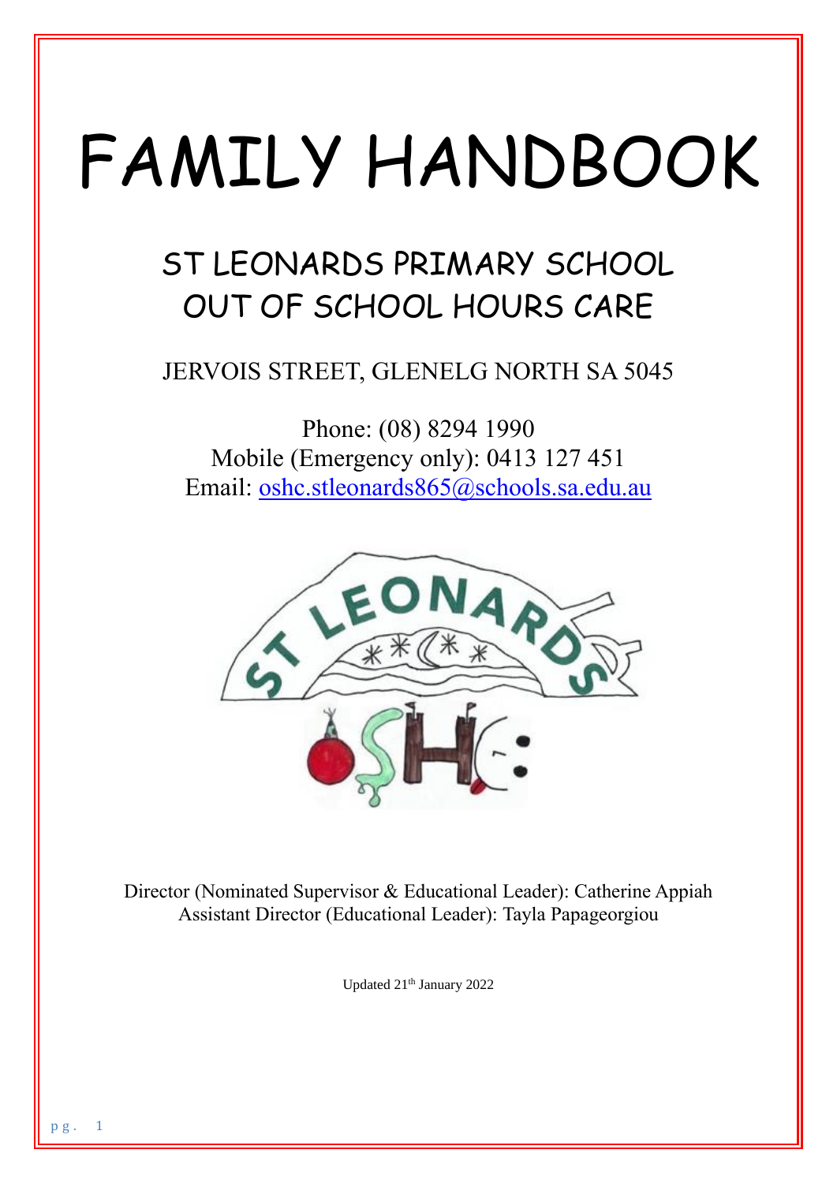# FAMILY HANDBOOK

## ST LEONARDS PRIMARY SCHOOL OUT OF SCHOOL HOURS CARE

JERVOIS STREET, GLENELG NORTH SA 5045

Phone: (08) 8294 1990
Mobile (Emergency only): 0413 127 451
Email: oshc.stleonards865@schools.sa.edu.au

Director (Nominated Supervisor & Educational Leader): Catherine Appiah
Assistant Director (Educational Leader): Tayla Papageorgiou

Updated 21th January 2022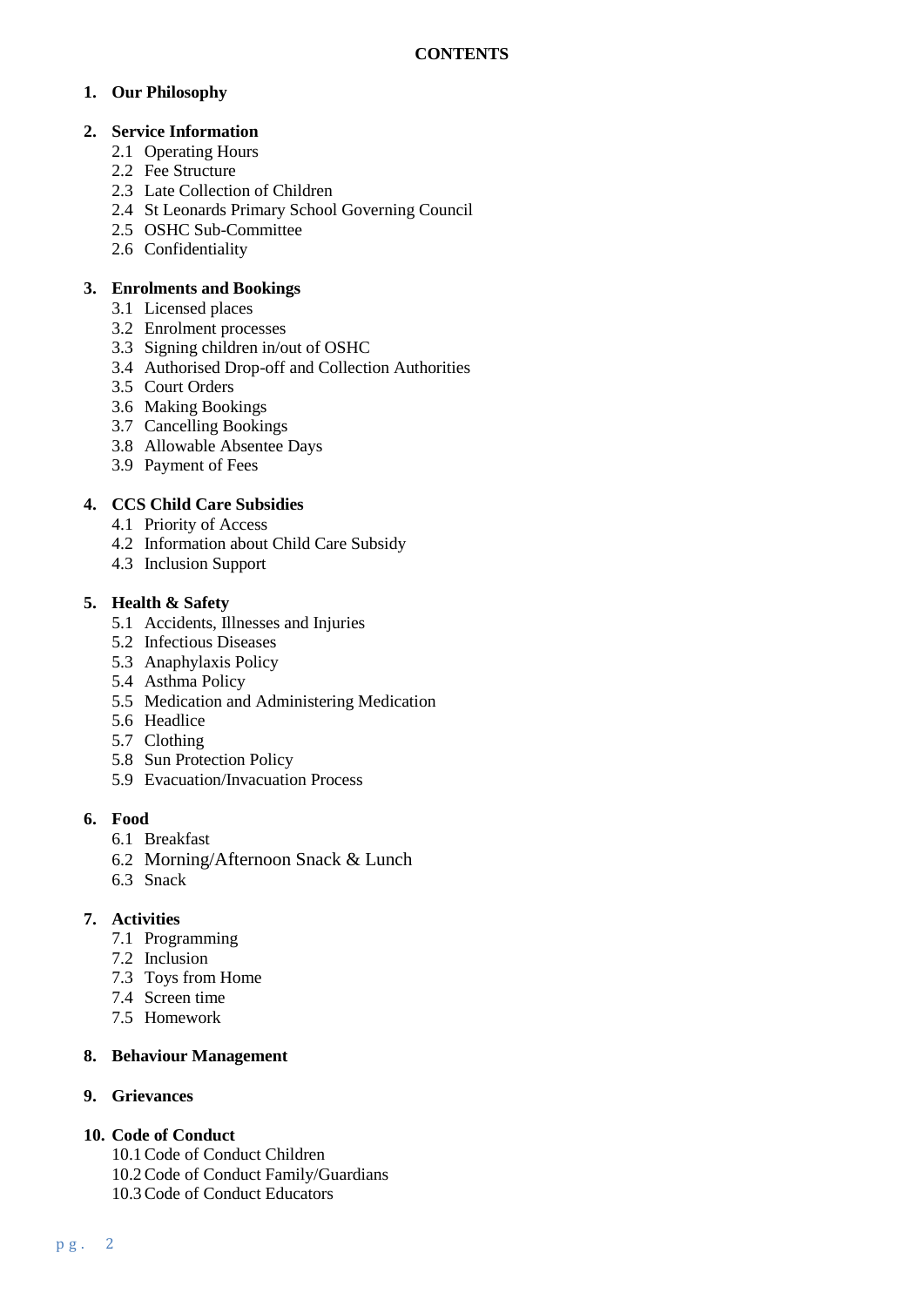**CONTENTS**

1. **Our Philosophy**

2. **Service Information**
   - 2.1 Operating Hours
   - 2.2 Fee Structure
   - 2.3 Late Collection of Children
   - 2.4 St Leonards Primary School Governing Council
   - 2.5 OSHC Sub-Committee
   - 2.6 Confidentiality

3. **Enrolments and Bookings**
   - 3.1 Licensed places
   - 3.2 Enrolment processes
   - 3.3 Signing children in/out of OSHC
   - 3.4 Authorised Drop-off and Collection Authorities
   - 3.5 Court Orders
   - 3.6 Making Bookings
   - 3.7 Cancelling Bookings
   - 3.8 Allowable Absentee Days
   - 3.9 Payment of Fees

4. **CCS Child Care Subsidies**
   - 4.1 Priority of Access
   - 4.2 Information about Child Care Subsidy
   - 4.3 Inclusion Support

5. **Health & Safety**
   - 5.1 Accidents, Illnesses and Injuries
   - 5.2 Infectious Diseases
   - 5.3 Anaphylaxis Policy
   - 5.4 Asthma Policy
   - 5.5 Medication and Administering Medication
   - 5.6 Headlice
   - 5.7 Clothing
   - 5.8 Sun Protection Policy
   - 5.9 Evacuation/Invacuation Process

6. **Food**
   - 6.1 Breakfast
   - 6.2 Morning/Afternoon Snack & Lunch
   - 6.3 Snack

7. **Activities**
   - 7.1 Programming
   - 7.2 Inclusion
   - 7.3 Toys from Home
   - 7.4 Screen time
   - 7.5 Homework

8. **Behaviour Management**

9. **Grievances**

10. **Code of Conduct**
    - 10.1 Code of Conduct Children
    - 10.2 Code of Conduct Family/Guardians
    - 10.3 Code of Conduct Educators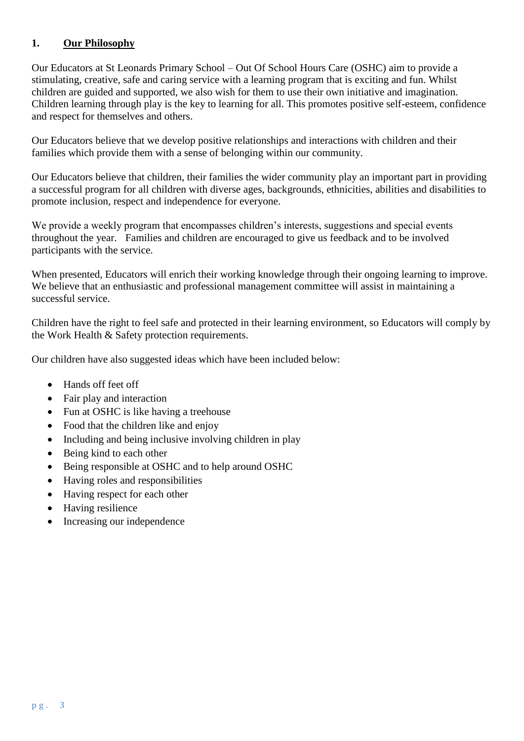## 1. <u>Our Philosophy</u>

Our Educators at St Leonards Primary School – Out Of School Hours Care (OSHC) aim to provide a stimulating, creative, safe and caring service with a learning program that is exciting and fun. Whilst children are guided and supported, we also wish for them to use their own initiative and imagination. Children learning through play is the key to learning for all. This promotes positive self-esteem, confidence and respect for themselves and others.

Our Educators believe that we develop positive relationships and interactions with children and their families which provide them with a sense of belonging within our community.

Our Educators believe that children, their families the wider community play an important part in providing a successful program for all children with diverse ages, backgrounds, ethnicities, abilities and disabilities to promote inclusion, respect and independence for everyone.

We provide a weekly program that encompasses children's interests, suggestions and special events throughout the year. Families and children are encouraged to give us feedback and to be involved participants with the service.

When presented, Educators will enrich their working knowledge through their ongoing learning to improve. We believe that an enthusiastic and professional management committee will assist in maintaining a successful service.

Children have the right to feel safe and protected in their learning environment, so Educators will comply by the Work Health & Safety protection requirements.

Our children have also suggested ideas which have been included below:

- Hands off feet off
- Fair play and interaction
- Fun at OSHC is like having a treehouse
- Food that the children like and enjoy
- Including and being inclusive involving children in play
- Being kind to each other
- Being responsible at OSHC and to help around OSHC
- Having roles and responsibilities
- Having respect for each other
- Having resilience
- Increasing our independence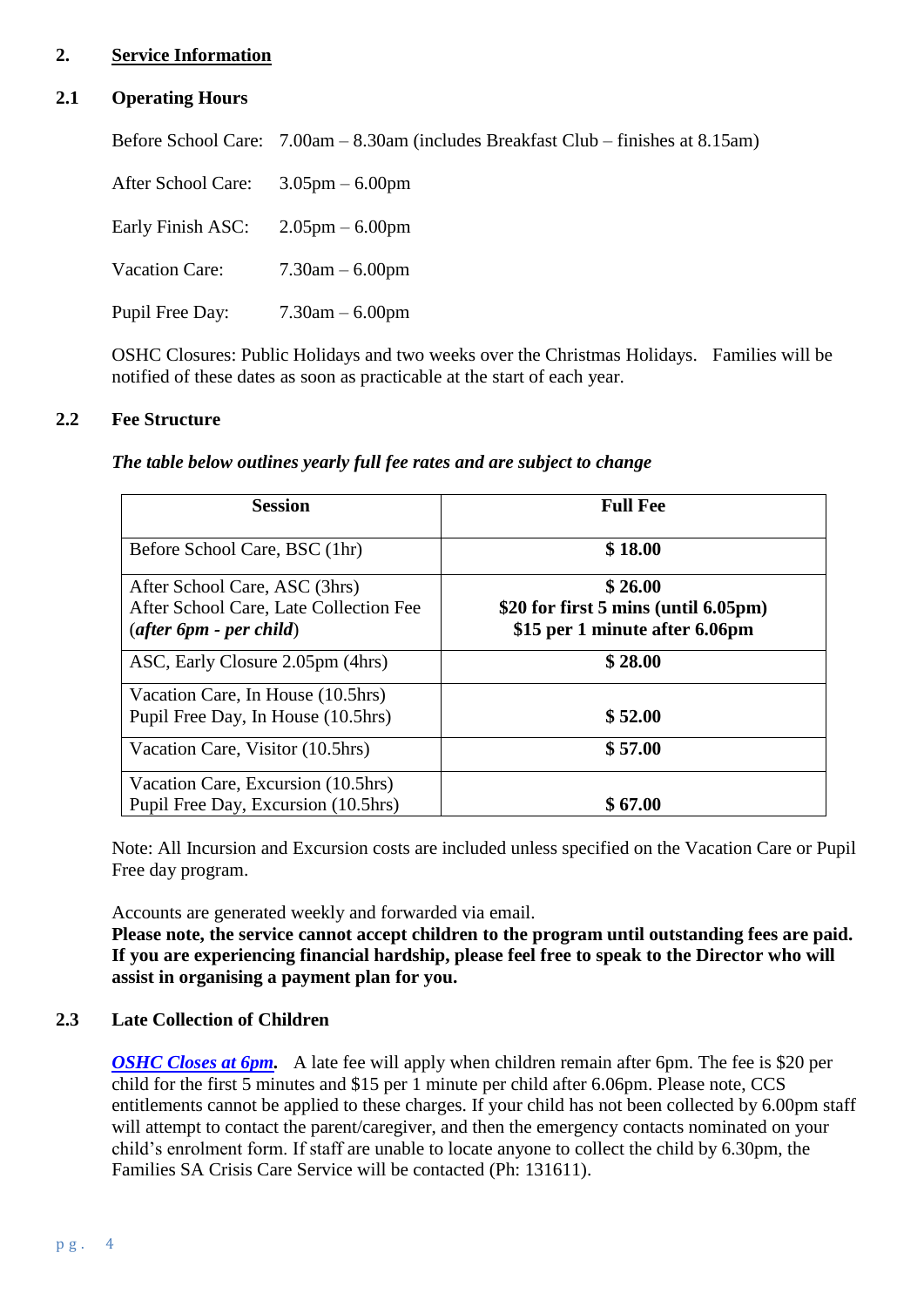## 2. Service Information

### 2.1 Operating Hours

Before School Care: 7.00am – 8.30am (includes Breakfast Club – finishes at 8.15am)

After School Care: 3.05pm – 6.00pm

Early Finish ASC: 2.05pm – 6.00pm

Vacation Care: 7.30am – 6.00pm

Pupil Free Day: 7.30am – 6.00pm

OSHC Closures: Public Holidays and two weeks over the Christmas Holidays. Families will be notified of these dates as soon as practicable at the start of each year.

### 2.2 Fee Structure

***The table below outlines yearly full fee rates and are subject to change***

| Session | Full Fee |
|---|---|
| Before School Care, BSC (1hr) | **$ 18.00** |
| After School Care, ASC (3hrs)<br>After School Care, Late Collection Fee (*after 6pm - per child*) | **$ 26.00**<br>**$20 for first 5 mins (until 6.05pm)**<br>**$15 per 1 minute after 6.06pm** |
| ASC, Early Closure 2.05pm (4hrs) | **$ 28.00** |
| Vacation Care, In House (10.5hrs)<br>Pupil Free Day, In House (10.5hrs) | **$ 52.00** |
| Vacation Care, Visitor (10.5hrs) | **$ 57.00** |
| Vacation Care, Excursion (10.5hrs)<br>Pupil Free Day, Excursion (10.5hrs) | **$ 67.00** |

Note: All Incursion and Excursion costs are included unless specified on the Vacation Care or Pupil Free day program.

Accounts are generated weekly and forwarded via email.
**Please note, the service cannot accept children to the program until outstanding fees are paid. If you are experiencing financial hardship, please feel free to speak to the Director who will assist in organising a payment plan for you.**

### 2.3 Late Collection of Children

***OSHC Closes at 6pm***. A late fee will apply when children remain after 6pm. The fee is $20 per child for the first 5 minutes and $15 per 1 minute per child after 6.06pm. Please note, CCS entitlements cannot be applied to these charges. If your child has not been collected by 6.00pm staff will attempt to contact the parent/caregiver, and then the emergency contacts nominated on your child's enrolment form. If staff are unable to locate anyone to collect the child by 6.30pm, the Families SA Crisis Care Service will be contacted (Ph: 131611).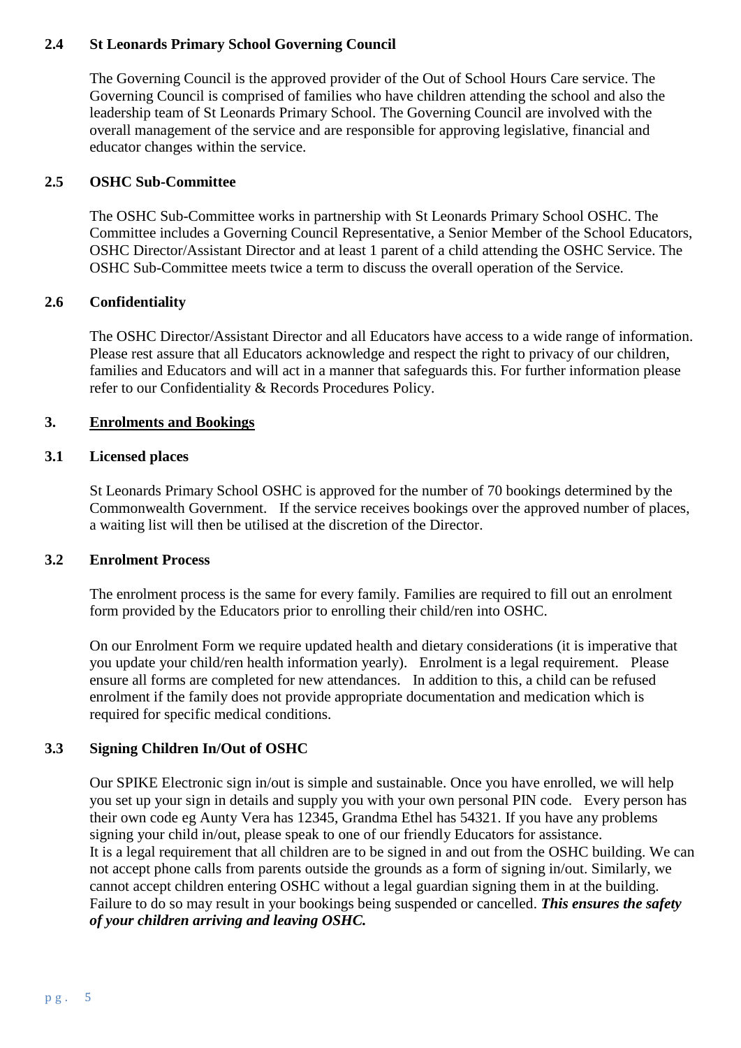### 2.4 St Leonards Primary School Governing Council

The Governing Council is the approved provider of the Out of School Hours Care service. The Governing Council is comprised of families who have children attending the school and also the leadership team of St Leonards Primary School. The Governing Council are involved with the overall management of the service and are responsible for approving legislative, financial and educator changes within the service.

### 2.5 OSHC Sub-Committee

The OSHC Sub-Committee works in partnership with St Leonards Primary School OSHC. The Committee includes a Governing Council Representative, a Senior Member of the School Educators, OSHC Director/Assistant Director and at least 1 parent of a child attending the OSHC Service. The OSHC Sub-Committee meets twice a term to discuss the overall operation of the Service.

### 2.6 Confidentiality

The OSHC Director/Assistant Director and all Educators have access to a wide range of information. Please rest assure that all Educators acknowledge and respect the right to privacy of our children, families and Educators and will act in a manner that safeguards this. For further information please refer to our Confidentiality & Records Procedures Policy.

## 3. Enrolments and Bookings

### 3.1 Licensed places

St Leonards Primary School OSHC is approved for the number of 70 bookings determined by the Commonwealth Government. If the service receives bookings over the approved number of places, a waiting list will then be utilised at the discretion of the Director.

### 3.2 Enrolment Process

The enrolment process is the same for every family. Families are required to fill out an enrolment form provided by the Educators prior to enrolling their child/ren into OSHC.

On our Enrolment Form we require updated health and dietary considerations (it is imperative that you update your child/ren health information yearly). Enrolment is a legal requirement. Please ensure all forms are completed for new attendances. In addition to this, a child can be refused enrolment if the family does not provide appropriate documentation and medication which is required for specific medical conditions.

### 3.3 Signing Children In/Out of OSHC

Our SPIKE Electronic sign in/out is simple and sustainable. Once you have enrolled, we will help you set up your sign in details and supply you with your own personal PIN code. Every person has their own code eg Aunty Vera has 12345, Grandma Ethel has 54321. If you have any problems signing your child in/out, please speak to one of our friendly Educators for assistance.
It is a legal requirement that all children are to be signed in and out from the OSHC building. We can not accept phone calls from parents outside the grounds as a form of signing in/out. Similarly, we cannot accept children entering OSHC without a legal guardian signing them in at the building. Failure to do so may result in your bookings being suspended or cancelled. ***This ensures the safety of your children arriving and leaving OSHC.***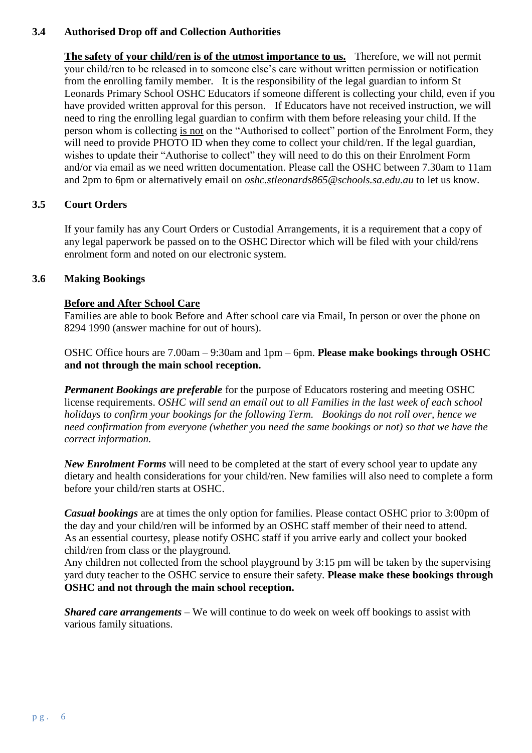### 3.4 Authorised Drop off and Collection Authorities

**<u>The safety of your child/ren is of the utmost importance to us.</u>** Therefore, we will not permit your child/ren to be released in to someone else's care without written permission or notification from the enrolling family member. It is the responsibility of the legal guardian to inform St Leonards Primary School OSHC Educators if someone different is collecting your child, even if you have provided written approval for this person. If Educators have not received instruction, we will need to ring the enrolling legal guardian to confirm with them before releasing your child. If the person whom is collecting <u>is not</u> on the "Authorised to collect" portion of the Enrolment Form, they will need to provide PHOTO ID when they come to collect your child/ren. If the legal guardian, wishes to update their "Authorise to collect" they will need to do this on their Enrolment Form and/or via email as we need written documentation. Please call the OSHC between 7.30am to 11am and 2pm to 6pm or alternatively email on *oshc.stleonards865@schools.sa.edu.au* to let us know.

### 3.5 Court Orders

If your family has any Court Orders or Custodial Arrangements, it is a requirement that a copy of any legal paperwork be passed on to the OSHC Director which will be filed with your child/rens enrolment form and noted on our electronic system.

### 3.6 Making Bookings

**<u>Before and After School Care</u>**
Families are able to book Before and After school care via Email, In person or over the phone on 8294 1990 (answer machine for out of hours).

OSHC Office hours are 7.00am – 9:30am and 1pm – 6pm. **Please make bookings through OSHC and not through the main school reception.**

***Permanent Bookings are preferable*** for the purpose of Educators rostering and meeting OSHC license requirements. *OSHC will send an email out to all Families in the last week of each school holidays to confirm your bookings for the following Term. Bookings do not roll over, hence we need confirmation from everyone (whether you need the same bookings or not) so that we have the correct information.*

***New Enrolment Forms*** will need to be completed at the start of every school year to update any dietary and health considerations for your child/ren. New families will also need to complete a form before your child/ren starts at OSHC.

***Casual bookings*** are at times the only option for families. Please contact OSHC prior to 3:00pm of the day and your child/ren will be informed by an OSHC staff member of their need to attend. As an essential courtesy, please notify OSHC staff if you arrive early and collect your booked child/ren from class or the playground.
Any children not collected from the school playground by 3:15 pm will be taken by the supervising yard duty teacher to the OSHC service to ensure their safety. **Please make these bookings through OSHC and not through the main school reception.**

***Shared care arrangements*** – We will continue to do week on week off bookings to assist with various family situations.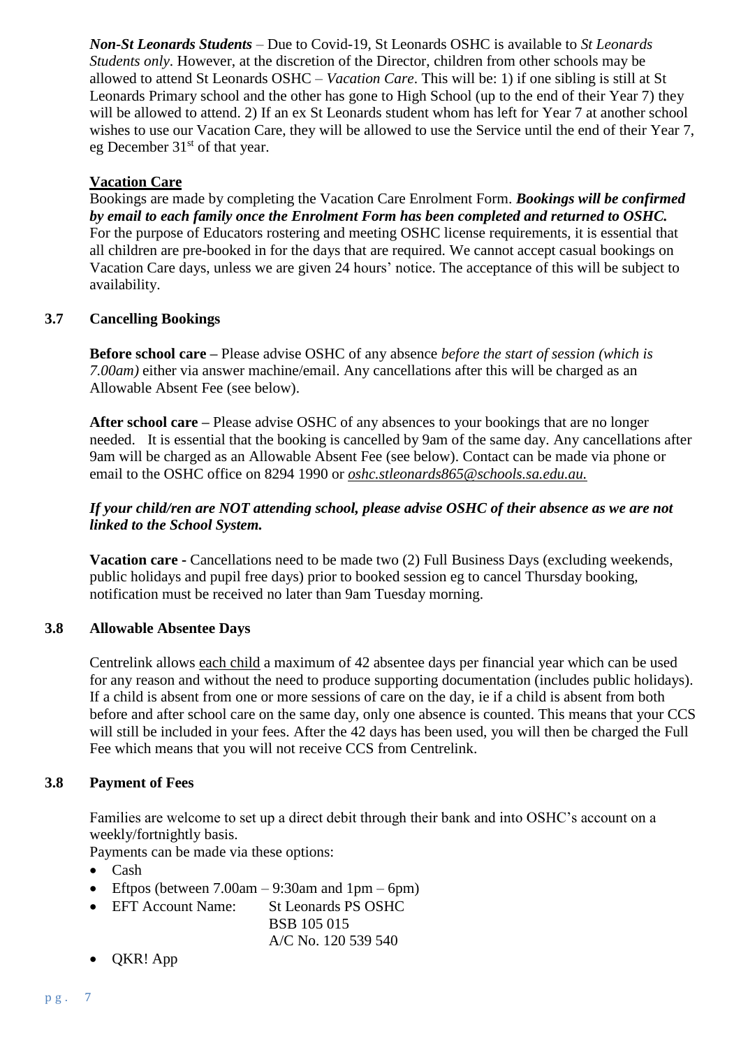***Non-St Leonards Students*** – Due to Covid-19, St Leonards OSHC is available to *St Leonards Students only*. However, at the discretion of the Director, children from other schools may be allowed to attend St Leonards OSHC – *Vacation Care*. This will be: 1) if one sibling is still at St Leonards Primary school and the other has gone to High School (up to the end of their Year 7) they will be allowed to attend. 2) If an ex St Leonards student whom has left for Year 7 at another school wishes to use our Vacation Care, they will be allowed to use the Service until the end of their Year 7, eg December 31st of that year.

**Vacation Care**

Bookings are made by completing the Vacation Care Enrolment Form. ***Bookings will be confirmed by email to each family once the Enrolment Form has been completed and returned to OSHC.*** For the purpose of Educators rostering and meeting OSHC license requirements, it is essential that all children are pre-booked in for the days that are required. We cannot accept casual bookings on Vacation Care days, unless we are given 24 hours' notice. The acceptance of this will be subject to availability.

### 3.7 Cancelling Bookings

**Before school care –** Please advise OSHC of any absence *before the start of session (which is 7.00am)* either via answer machine/email. Any cancellations after this will be charged as an Allowable Absent Fee (see below).

**After school care –** Please advise OSHC of any absences to your bookings that are no longer needed. It is essential that the booking is cancelled by 9am of the same day. Any cancellations after 9am will be charged as an Allowable Absent Fee (see below). Contact can be made via phone or email to the OSHC office on 8294 1990 or *oshc.stleonards865@schools.sa.edu.au.*

***If your child/ren are NOT attending school, please advise OSHC of their absence as we are not linked to the School System.***

**Vacation care -** Cancellations need to be made two (2) Full Business Days (excluding weekends, public holidays and pupil free days) prior to booked session eg to cancel Thursday booking, notification must be received no later than 9am Tuesday morning.

### 3.8 Allowable Absentee Days

Centrelink allows each child a maximum of 42 absentee days per financial year which can be used for any reason and without the need to produce supporting documentation (includes public holidays). If a child is absent from one or more sessions of care on the day, ie if a child is absent from both before and after school care on the same day, only one absence is counted. This means that your CCS will still be included in your fees. After the 42 days has been used, you will then be charged the Full Fee which means that you will not receive CCS from Centrelink.

### 3.8 Payment of Fees

Families are welcome to set up a direct debit through their bank and into OSHC's account on a weekly/fortnightly basis.

Payments can be made via these options:

- Cash
- Eftpos (between 7.00am – 9:30am and 1pm – 6pm)
- EFT Account Name: St Leonards PS OSHC
  BSB 105 015
  A/C No. 120 539 540
- QKR! App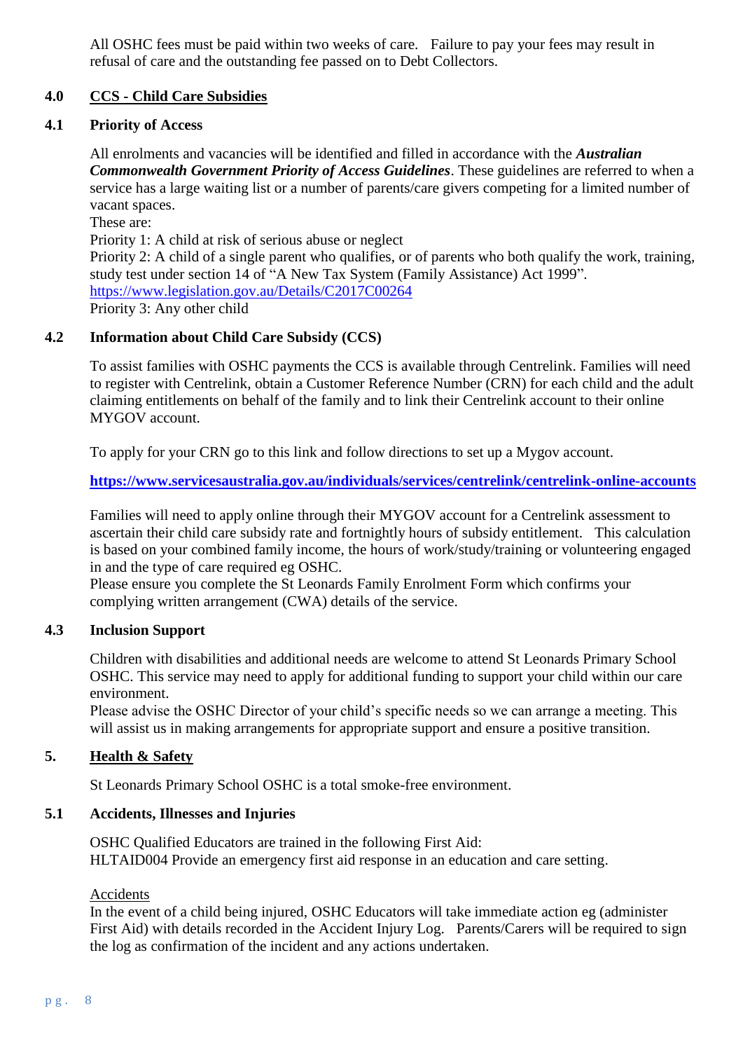All OSHC fees must be paid within two weeks of care. Failure to pay your fees may result in refusal of care and the outstanding fee passed on to Debt Collectors.

## 4.0 CCS - Child Care Subsidies

### 4.1 Priority of Access

All enrolments and vacancies will be identified and filled in accordance with the ***Australian Commonwealth Government Priority of Access Guidelines***. These guidelines are referred to when a service has a large waiting list or a number of parents/care givers competing for a limited number of vacant spaces.

These are:

Priority 1: A child at risk of serious abuse or neglect

Priority 2: A child of a single parent who qualifies, or of parents who both qualify the work, training, study test under section 14 of "A New Tax System (Family Assistance) Act 1999".
https://www.legislation.gov.au/Details/C2017C00264

Priority 3: Any other child

### 4.2 Information about Child Care Subsidy (CCS)

To assist families with OSHC payments the CCS is available through Centrelink. Families will need to register with Centrelink, obtain a Customer Reference Number (CRN) for each child and the adult claiming entitlements on behalf of the family and to link their Centrelink account to their online MYGOV account.

To apply for your CRN go to this link and follow directions to set up a Mygov account.

**https://www.servicesaustralia.gov.au/individuals/services/centrelink/centrelink-online-accounts**

Families will need to apply online through their MYGOV account for a Centrelink assessment to ascertain their child care subsidy rate and fortnightly hours of subsidy entitlement. This calculation is based on your combined family income, the hours of work/study/training or volunteering engaged in and the type of care required eg OSHC.

Please ensure you complete the St Leonards Family Enrolment Form which confirms your complying written arrangement (CWA) details of the service.

### 4.3 Inclusion Support

Children with disabilities and additional needs are welcome to attend St Leonards Primary School OSHC. This service may need to apply for additional funding to support your child within our care environment.

Please advise the OSHC Director of your child's specific needs so we can arrange a meeting. This will assist us in making arrangements for appropriate support and ensure a positive transition.

## 5. Health & Safety

St Leonards Primary School OSHC is a total smoke-free environment.

### 5.1 Accidents, Illnesses and Injuries

OSHC Qualified Educators are trained in the following First Aid:
HLTAID004 Provide an emergency first aid response in an education and care setting.

Accidents

In the event of a child being injured, OSHC Educators will take immediate action eg (administer First Aid) with details recorded in the Accident Injury Log. Parents/Carers will be required to sign the log as confirmation of the incident and any actions undertaken.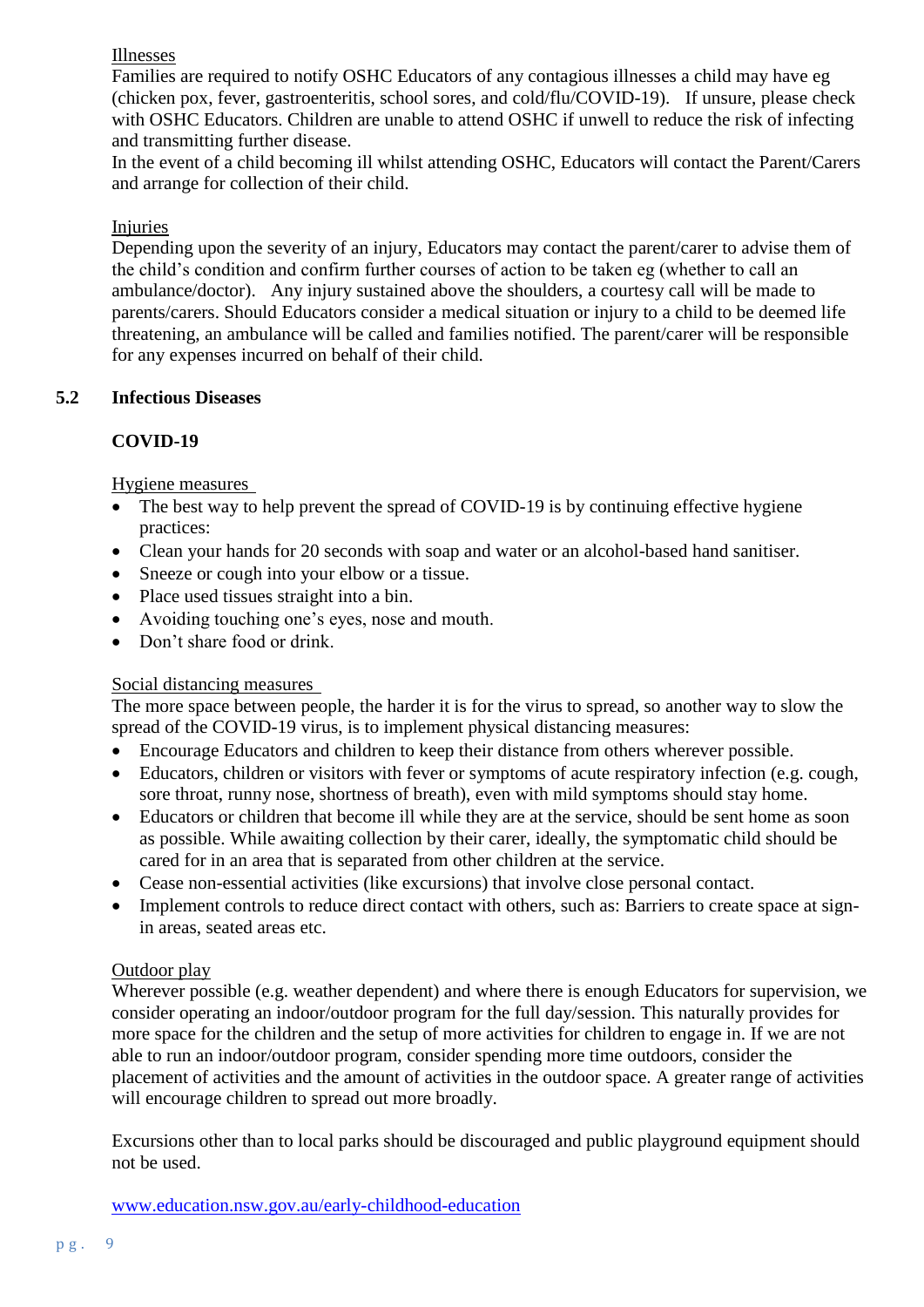Illnesses

Families are required to notify OSHC Educators of any contagious illnesses a child may have eg (chicken pox, fever, gastroenteritis, school sores, and cold/flu/COVID-19). If unsure, please check with OSHC Educators. Children are unable to attend OSHC if unwell to reduce the risk of infecting and transmitting further disease.

In the event of a child becoming ill whilst attending OSHC, Educators will contact the Parent/Carers and arrange for collection of their child.

Injuries

Depending upon the severity of an injury, Educators may contact the parent/carer to advise them of the child's condition and confirm further courses of action to be taken eg (whether to call an ambulance/doctor). Any injury sustained above the shoulders, a courtesy call will be made to parents/carers. Should Educators consider a medical situation or injury to a child to be deemed life threatening, an ambulance will be called and families notified. The parent/carer will be responsible for any expenses incurred on behalf of their child.

## 5.2 Infectious Diseases

### COVID-19

Hygiene measures

- The best way to help prevent the spread of COVID-19 is by continuing effective hygiene practices:
- Clean your hands for 20 seconds with soap and water or an alcohol-based hand sanitiser.
- Sneeze or cough into your elbow or a tissue.
- Place used tissues straight into a bin.
- Avoiding touching one's eyes, nose and mouth.
- Don't share food or drink.

Social distancing measures

The more space between people, the harder it is for the virus to spread, so another way to slow the spread of the COVID-19 virus, is to implement physical distancing measures:

- Encourage Educators and children to keep their distance from others wherever possible.
- Educators, children or visitors with fever or symptoms of acute respiratory infection (e.g. cough, sore throat, runny nose, shortness of breath), even with mild symptoms should stay home.
- Educators or children that become ill while they are at the service, should be sent home as soon as possible. While awaiting collection by their carer, ideally, the symptomatic child should be cared for in an area that is separated from other children at the service.
- Cease non-essential activities (like excursions) that involve close personal contact.
- Implement controls to reduce direct contact with others, such as: Barriers to create space at sign-in areas, seated areas etc.

Outdoor play

Wherever possible (e.g. weather dependent) and where there is enough Educators for supervision, we consider operating an indoor/outdoor program for the full day/session. This naturally provides for more space for the children and the setup of more activities for children to engage in. If we are not able to run an indoor/outdoor program, consider spending more time outdoors, consider the placement of activities and the amount of activities in the outdoor space. A greater range of activities will encourage children to spread out more broadly.

Excursions other than to local parks should be discouraged and public playground equipment should not be used.

www.education.nsw.gov.au/early-childhood-education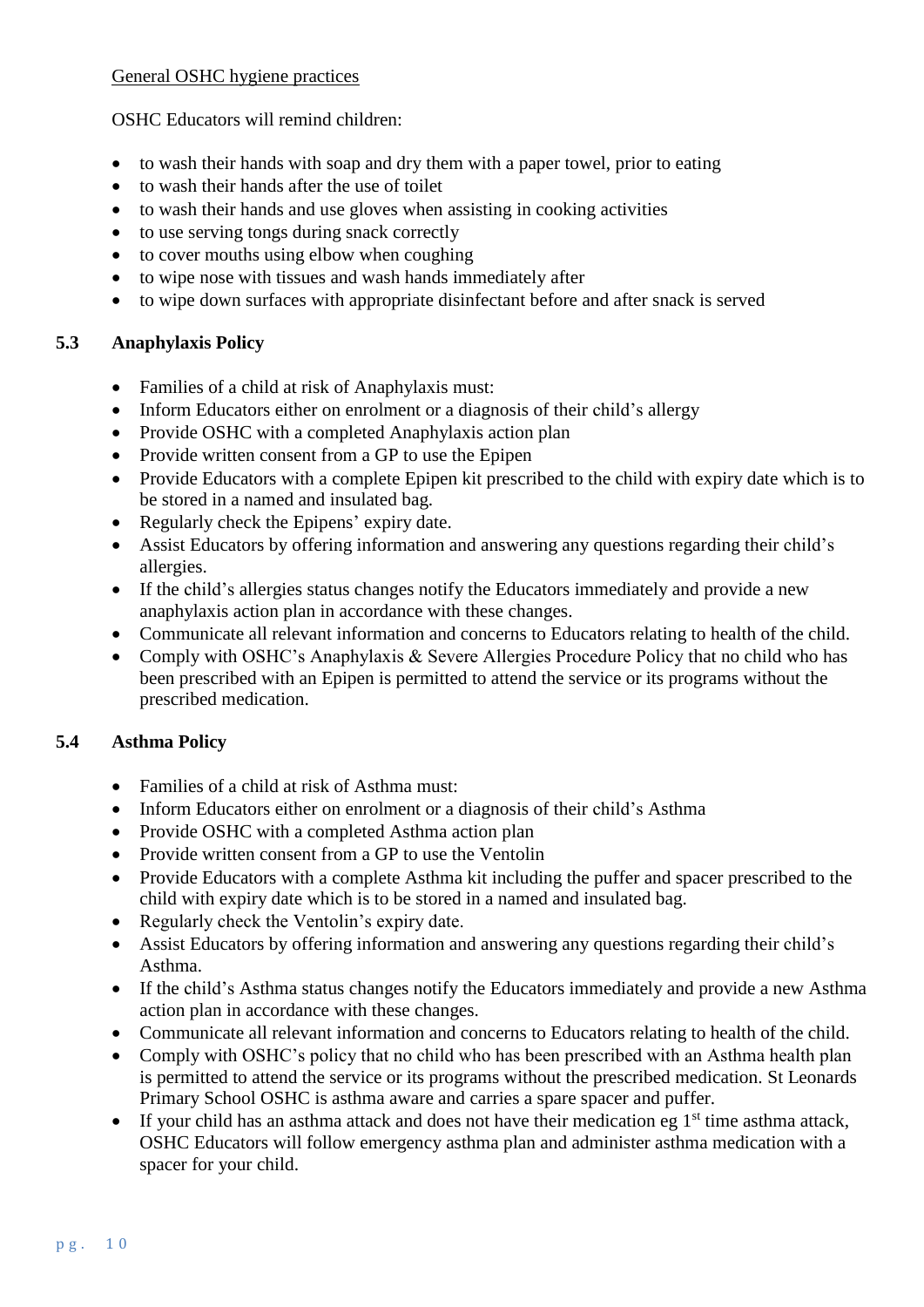General OSHC hygiene practices

OSHC Educators will remind children:

- to wash their hands with soap and dry them with a paper towel, prior to eating
- to wash their hands after the use of toilet
- to wash their hands and use gloves when assisting in cooking activities
- to use serving tongs during snack correctly
- to cover mouths using elbow when coughing
- to wipe nose with tissues and wash hands immediately after
- to wipe down surfaces with appropriate disinfectant before and after snack is served

### 5.3 Anaphylaxis Policy

- Families of a child at risk of Anaphylaxis must:
- Inform Educators either on enrolment or a diagnosis of their child's allergy
- Provide OSHC with a completed Anaphylaxis action plan
- Provide written consent from a GP to use the Epipen
- Provide Educators with a complete Epipen kit prescribed to the child with expiry date which is to be stored in a named and insulated bag.
- Regularly check the Epipens' expiry date.
- Assist Educators by offering information and answering any questions regarding their child's allergies.
- If the child's allergies status changes notify the Educators immediately and provide a new anaphylaxis action plan in accordance with these changes.
- Communicate all relevant information and concerns to Educators relating to health of the child.
- Comply with OSHC's Anaphylaxis & Severe Allergies Procedure Policy that no child who has been prescribed with an Epipen is permitted to attend the service or its programs without the prescribed medication.

### 5.4 Asthma Policy

- Families of a child at risk of Asthma must:
- Inform Educators either on enrolment or a diagnosis of their child's Asthma
- Provide OSHC with a completed Asthma action plan
- Provide written consent from a GP to use the Ventolin
- Provide Educators with a complete Asthma kit including the puffer and spacer prescribed to the child with expiry date which is to be stored in a named and insulated bag.
- Regularly check the Ventolin's expiry date.
- Assist Educators by offering information and answering any questions regarding their child's Asthma.
- If the child's Asthma status changes notify the Educators immediately and provide a new Asthma action plan in accordance with these changes.
- Communicate all relevant information and concerns to Educators relating to health of the child.
- Comply with OSHC's policy that no child who has been prescribed with an Asthma health plan is permitted to attend the service or its programs without the prescribed medication. St Leonards Primary School OSHC is asthma aware and carries a spare spacer and puffer.
- If your child has an asthma attack and does not have their medication eg 1st time asthma attack, OSHC Educators will follow emergency asthma plan and administer asthma medication with a spacer for your child.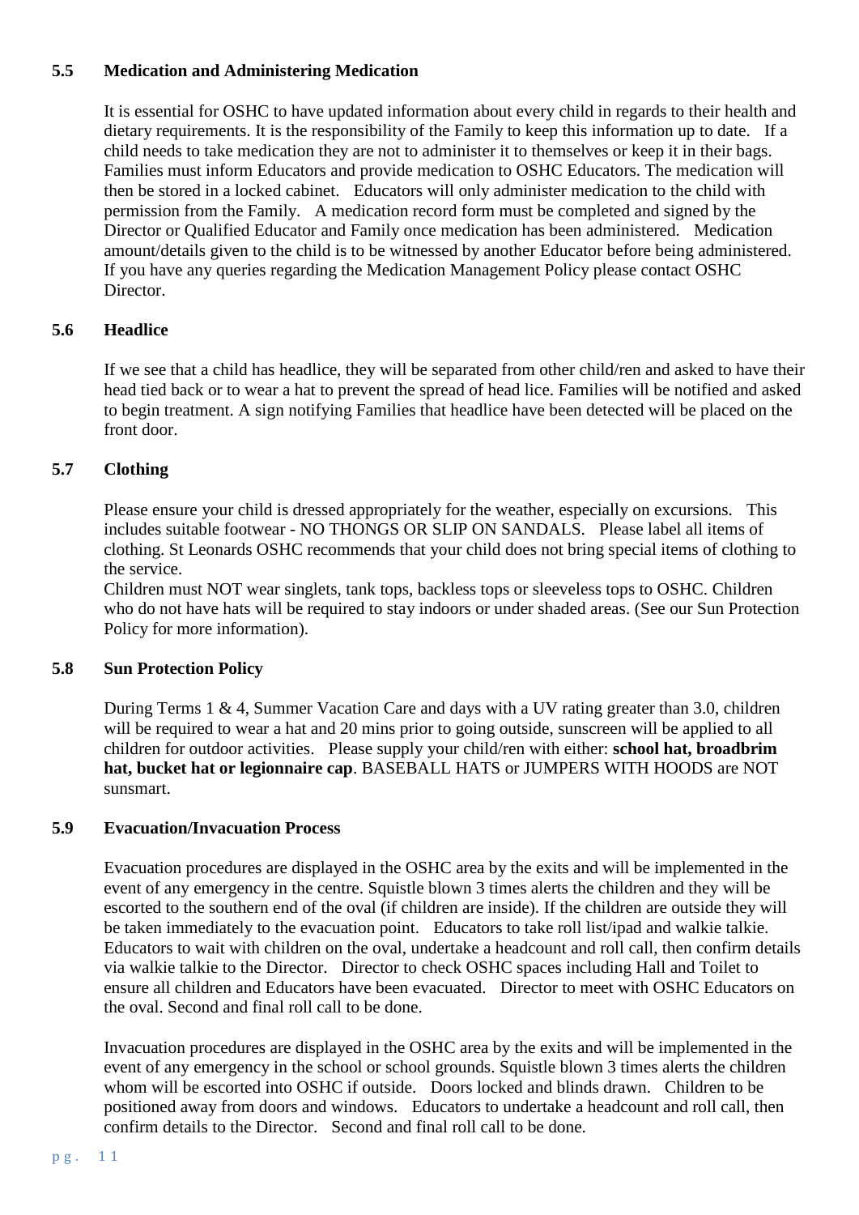### 5.5 Medication and Administering Medication

It is essential for OSHC to have updated information about every child in regards to their health and dietary requirements. It is the responsibility of the Family to keep this information up to date. If a child needs to take medication they are not to administer it to themselves or keep it in their bags. Families must inform Educators and provide medication to OSHC Educators. The medication will then be stored in a locked cabinet. Educators will only administer medication to the child with permission from the Family. A medication record form must be completed and signed by the Director or Qualified Educator and Family once medication has been administered. Medication amount/details given to the child is to be witnessed by another Educator before being administered. If you have any queries regarding the Medication Management Policy please contact OSHC Director.

### 5.6 Headlice

If we see that a child has headlice, they will be separated from other child/ren and asked to have their head tied back or to wear a hat to prevent the spread of head lice. Families will be notified and asked to begin treatment. A sign notifying Families that headlice have been detected will be placed on the front door.

### 5.7 Clothing

Please ensure your child is dressed appropriately for the weather, especially on excursions. This includes suitable footwear - NO THONGS OR SLIP ON SANDALS. Please label all items of clothing. St Leonards OSHC recommends that your child does not bring special items of clothing to the service.

Children must NOT wear singlets, tank tops, backless tops or sleeveless tops to OSHC. Children who do not have hats will be required to stay indoors or under shaded areas. (See our Sun Protection Policy for more information).

### 5.8 Sun Protection Policy

During Terms 1 & 4, Summer Vacation Care and days with a UV rating greater than 3.0, children will be required to wear a hat and 20 mins prior to going outside, sunscreen will be applied to all children for outdoor activities. Please supply your child/ren with either: **school hat, broadbrim hat, bucket hat or legionnaire cap**. BASEBALL HATS or JUMPERS WITH HOODS are NOT sunsmart.

### 5.9 Evacuation/Invacuation Process

Evacuation procedures are displayed in the OSHC area by the exits and will be implemented in the event of any emergency in the centre. Squistle blown 3 times alerts the children and they will be escorted to the southern end of the oval (if children are inside). If the children are outside they will be taken immediately to the evacuation point. Educators to take roll list/ipad and walkie talkie. Educators to wait with children on the oval, undertake a headcount and roll call, then confirm details via walkie talkie to the Director. Director to check OSHC spaces including Hall and Toilet to ensure all children and Educators have been evacuated. Director to meet with OSHC Educators on the oval. Second and final roll call to be done.

Invacuation procedures are displayed in the OSHC area by the exits and will be implemented in the event of any emergency in the school or school grounds. Squistle blown 3 times alerts the children whom will be escorted into OSHC if outside. Doors locked and blinds drawn. Children to be positioned away from doors and windows. Educators to undertake a headcount and roll call, then confirm details to the Director. Second and final roll call to be done.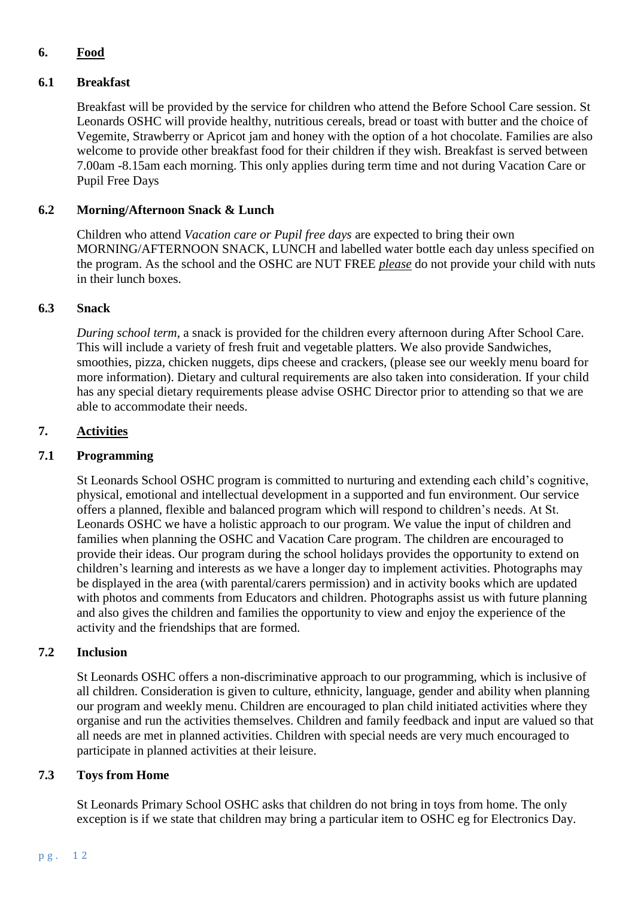## 6. Food

### 6.1 Breakfast

Breakfast will be provided by the service for children who attend the Before School Care session. St Leonards OSHC will provide healthy, nutritious cereals, bread or toast with butter and the choice of Vegemite, Strawberry or Apricot jam and honey with the option of a hot chocolate. Families are also welcome to provide other breakfast food for their children if they wish. Breakfast is served between 7.00am -8.15am each morning. This only applies during term time and not during Vacation Care or Pupil Free Days

### 6.2 Morning/Afternoon Snack & Lunch

Children who attend *Vacation care or Pupil free days* are expected to bring their own MORNING/AFTERNOON SNACK, LUNCH and labelled water bottle each day unless specified on the program. As the school and the OSHC are NUT FREE *please* do not provide your child with nuts in their lunch boxes.

### 6.3 Snack

*During school term*, a snack is provided for the children every afternoon during After School Care. This will include a variety of fresh fruit and vegetable platters. We also provide Sandwiches, smoothies, pizza, chicken nuggets, dips cheese and crackers, (please see our weekly menu board for more information). Dietary and cultural requirements are also taken into consideration. If your child has any special dietary requirements please advise OSHC Director prior to attending so that we are able to accommodate their needs.

## 7. Activities

### 7.1 Programming

St Leonards School OSHC program is committed to nurturing and extending each child's cognitive, physical, emotional and intellectual development in a supported and fun environment. Our service offers a planned, flexible and balanced program which will respond to children's needs. At St. Leonards OSHC we have a holistic approach to our program. We value the input of children and families when planning the OSHC and Vacation Care program. The children are encouraged to provide their ideas. Our program during the school holidays provides the opportunity to extend on children's learning and interests as we have a longer day to implement activities. Photographs may be displayed in the area (with parental/carers permission) and in activity books which are updated with photos and comments from Educators and children. Photographs assist us with future planning and also gives the children and families the opportunity to view and enjoy the experience of the activity and the friendships that are formed.

### 7.2 Inclusion

St Leonards OSHC offers a non-discriminative approach to our programming, which is inclusive of all children. Consideration is given to culture, ethnicity, language, gender and ability when planning our program and weekly menu. Children are encouraged to plan child initiated activities where they organise and run the activities themselves. Children and family feedback and input are valued so that all needs are met in planned activities. Children with special needs are very much encouraged to participate in planned activities at their leisure.

### 7.3 Toys from Home

St Leonards Primary School OSHC asks that children do not bring in toys from home. The only exception is if we state that children may bring a particular item to OSHC eg for Electronics Day.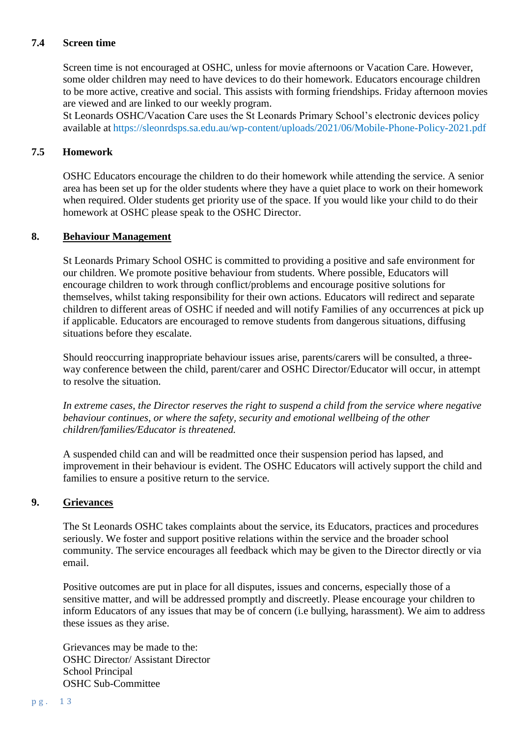### 7.4 Screen time

Screen time is not encouraged at OSHC, unless for movie afternoons or Vacation Care. However, some older children may need to have devices to do their homework. Educators encourage children to be more active, creative and social. This assists with forming friendships. Friday afternoon movies are viewed and are linked to our weekly program.
St Leonards OSHC/Vacation Care uses the St Leonards Primary School's electronic devices policy available at https://sleonrdsps.sa.edu.au/wp-content/uploads/2021/06/Mobile-Phone-Policy-2021.pdf

### 7.5 Homework

OSHC Educators encourage the children to do their homework while attending the service. A senior area has been set up for the older students where they have a quiet place to work on their homework when required. Older students get priority use of the space. If you would like your child to do their homework at OSHC please speak to the OSHC Director.

## 8. Behaviour Management

St Leonards Primary School OSHC is committed to providing a positive and safe environment for our children. We promote positive behaviour from students. Where possible, Educators will encourage children to work through conflict/problems and encourage positive solutions for themselves, whilst taking responsibility for their own actions. Educators will redirect and separate children to different areas of OSHC if needed and will notify Families of any occurrences at pick up if applicable. Educators are encouraged to remove students from dangerous situations, diffusing situations before they escalate.

Should reoccurring inappropriate behaviour issues arise, parents/carers will be consulted, a three-way conference between the child, parent/carer and OSHC Director/Educator will occur, in attempt to resolve the situation.

*In extreme cases, the Director reserves the right to suspend a child from the service where negative behaviour continues, or where the safety, security and emotional wellbeing of the other children/families/Educator is threatened.*

A suspended child can and will be readmitted once their suspension period has lapsed, and improvement in their behaviour is evident. The OSHC Educators will actively support the child and families to ensure a positive return to the service.

## 9. Grievances

The St Leonards OSHC takes complaints about the service, its Educators, practices and procedures seriously. We foster and support positive relations within the service and the broader school community. The service encourages all feedback which may be given to the Director directly or via email.

Positive outcomes are put in place for all disputes, issues and concerns, especially those of a sensitive matter, and will be addressed promptly and discreetly. Please encourage your children to inform Educators of any issues that may be of concern (i.e bullying, harassment). We aim to address these issues as they arise.

Grievances may be made to the:
OSHC Director/ Assistant Director
School Principal
OSHC Sub-Committee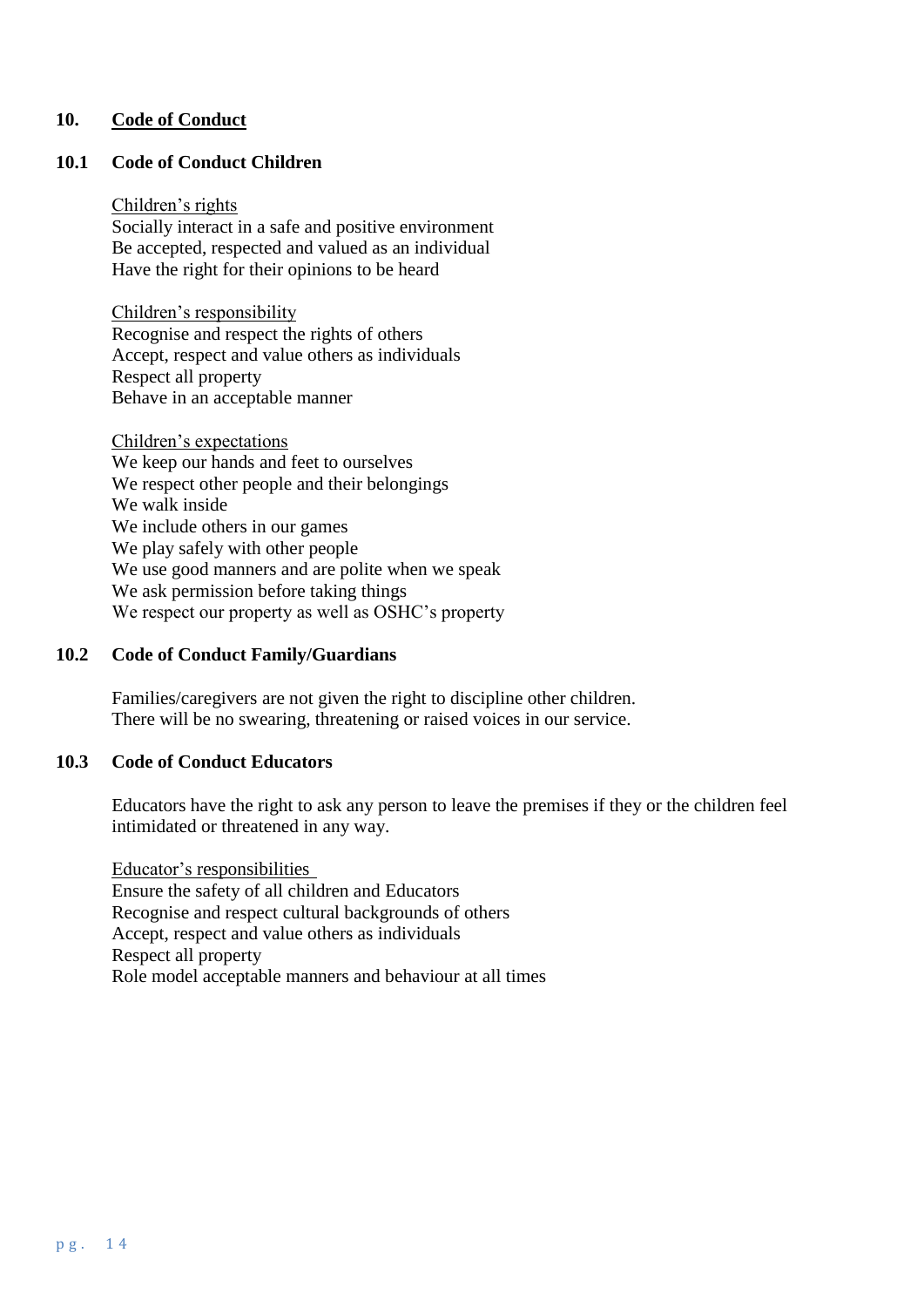## 10. Code of Conduct

### 10.1 Code of Conduct Children

Children's rights
Socially interact in a safe and positive environment
Be accepted, respected and valued as an individual
Have the right for their opinions to be heard

Children's responsibility
Recognise and respect the rights of others
Accept, respect and value others as individuals
Respect all property
Behave in an acceptable manner

Children's expectations
We keep our hands and feet to ourselves
We respect other people and their belongings
We walk inside
We include others in our games
We play safely with other people
We use good manners and are polite when we speak
We ask permission before taking things
We respect our property as well as OSHC's property

### 10.2 Code of Conduct Family/Guardians

Families/caregivers are not given the right to discipline other children.
There will be no swearing, threatening or raised voices in our service.

### 10.3 Code of Conduct Educators

Educators have the right to ask any person to leave the premises if they or the children feel intimidated or threatened in any way.

Educator's responsibilities
Ensure the safety of all children and Educators
Recognise and respect cultural backgrounds of others
Accept, respect and value others as individuals
Respect all property
Role model acceptable manners and behaviour at all times